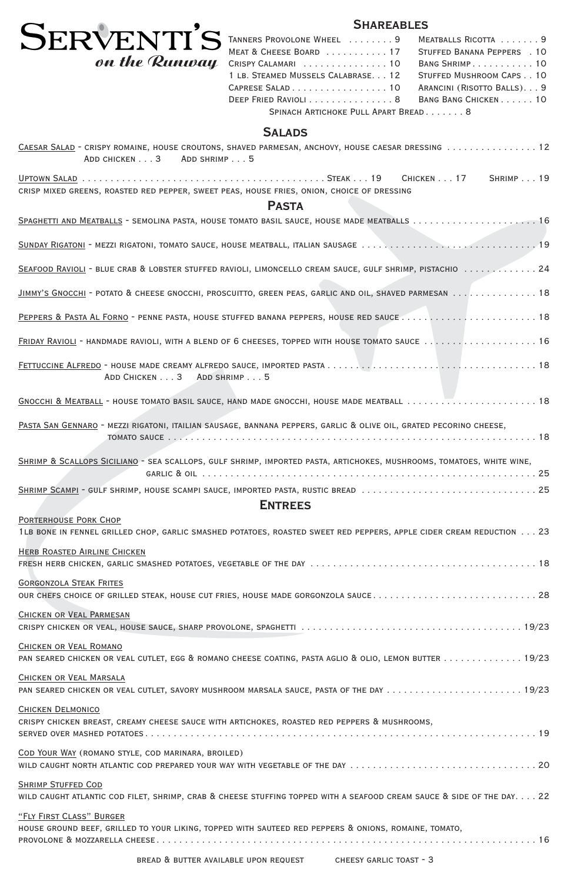# Serventi's *on the Runway*

## Shareables

- Tanners Provolone Wheel . . . . . . . . 9
- Meat & Cheese Board . . . . . . . . . . . 17
- Crispy Calamari . . . . . . . . . . . . . . . 10
- 1 lb. Steamed Mussels Calabrese. . . 12
- Caprese Salad . . . . . . . . . . . . . . . . . 10
- Deep Fried Ravioli . . . . . . . . . . . . . . 8
- Meatballs Ricotta . . . . . . . 9
- Stuffed Banana Peppers . 10
- Bang Shrimp . . . . . . . . . . . 10
- Stuffed Mushroom Caps . . 10
- Arancini (Risotto Balls). . . 9
- Bang Bang Chicken . . . . . . 10
- Spinach Artichoke Pull Apart Bread . . . . . . . 8

## Salads

**Caesar Salad** - crispy romaine, house croutons, shaved parmesan, anchovy, house caesar dressing . . . . . . . . . . . . . . . 12
Add chicken . . . 3 Add shrimp . . . 5

**Uptown Salad** . . . . . . . . . . . . . . . . . . . . . . . . . . . . Steak . . . 19 Chicken . . . 17 Shrimp . . . 19
crisp mixed greens, roasted red pepper, sweet peas, house fries, onion, choice of dressing

## Pasta

**Spaghetti and Meatballs** - semolina pasta, house tomato basil sauce, house made meatballs . . . . . . . . . . . . . . . . . . . . . 16

**Sunday Rigatoni** - mezzi rigatoni, tomato sauce, house meatball, italian sausage . . . . . . . . . . . . . . . . . . . . . . . . . . . . . . . . 19

**Seafood Ravioli** - blue crab & lobster stuffed ravioli, limoncello cream sauce, gulf shrimp, pistachio . . . . . . . . . . . . . 24

**Jimmy's Gnocchi** - potato & cheese gnocchi, proscuitto, green peas, garlic and oil, shaved parmesan . . . . . . . . . . . . . . . 18

**Peppers & Pasta Al Forno** - penne pasta, house stuffed banana peppers, house red sauce . . . . . . . . . . . . . . . . . . . . . . . . 18

**Friday Ravioli** - handmade ravioli, with a blend of 6 cheeses, topped with house tomato sauce . . . . . . . . . . . . . . . . . . . . 16

**Fettuccine Alfredo** - house made creamy alfredo sauce, imported pasta . . . . . . . . . . . . . . . . . . . . . . . . . . . . . . . . . . . . . . 18
Add Chicken . . . 3 Add shrimp . . . 5

**Gnocchi & Meatball** - house tomato basil sauce, hand made gnocchi, house made meatball . . . . . . . . . . . . . . . . . . . . . . . 18

**Pasta San Gennaro** - mezzi rigatoni, itailian sausage, bannana peppers, garlic & olive oil, grated pecorino cheese, tomato sauce . . . . . . . . . . . . . . . . . . . . . . . . . . . . . . . . . . . . . . . . . . . . . . . . . . . . . . . . . . . . . . . . . 18

**Shrimp & Scallops Siciliano** - sea scallops, gulf shrimp, imported pasta, artichokes, mushrooms, tomatoes, white wine, garlic & oil . . . . . . . . . . . . . . . . . . . . . . . . . . . . . . . . . . . . . . . . . . . . . . . . . . . . . . . . . . . . 25

**Shrimp Scampi** - gulf shrimp, house scampi sauce, imported pasta, rustic bread . . . . . . . . . . . . . . . . . . . . . . . . . . . . . . 25

## Entrees

**Porterhouse Pork Chop**
1lb bone in fennel grilled chop, garlic smashed potatoes, roasted sweet red peppers, apple cider cream reduction . . . 23

**Herb Roasted Airline Chicken**
fresh herb chicken, garlic smashed potatoes, vegetable of the day . . . . . . . . . . . . . . . . . . . . . . . . . . . . . . . . . . . . . . . . 18

**Gorgonzola Steak Frites**
our chefs choice of grilled steak, house cut fries, house made gorgonzola sauce . . . . . . . . . . . . . . . . . . . . . . . . . . . . 28

**Chicken or Veal Parmesan**
crispy chicken or veal, house sauce, sharp provolone, spaghetti . . . . . . . . . . . . . . . . . . . . . . . . . . . . . . . . . . . . . . . 19/23

**Chicken or Veal Romano**
pan seared chicken or veal cutlet, egg & romano cheese coating, pasta aglio & olio, lemon butter . . . . . . . . . . . . . . 19/23

**Chicken or Veal Marsala**
pan seared chicken or veal cutlet, savory mushroom marsala sauce, pasta of the day . . . . . . . . . . . . . . . . . . . . . . . . 19/23

**Chicken Delmonico**
crispy chicken breast, creamy cheese sauce with artichokes, roasted red peppers & mushrooms, served over mashed potatoes . . . . . . . . . . . . . . . . . . . . . . . . . . . . . . . . . . . . . . . . . . . . . . . . . . . . . . . . . . . . . . . 19

**Cod Your Way** (romano style, cod marinara, broiled)
wild caught north atlantic cod prepared your way with vegetable of the day . . . . . . . . . . . . . . . . . . . . . . . . . . . . . . . . . 20

**Shrimp Stuffed Cod**
wild caught atlantic cod filet, shrimp, crab & cheese stuffing topped with a seafood cream sauce & side of the day. . . . 22

**"Fly First Class" Burger**
house ground beef, grilled to your liking, topped with sauteed red peppers & onions, romaine, tomato, provolone & mozzarella cheese . . . . . . . . . . . . . . . . . . . . . . . . . . . . . . . . . . . . . . . . . . . . . . . . . . . . . . . . . . . . . . . . 16

bread & butter available upon request cheesy garlic toast - 3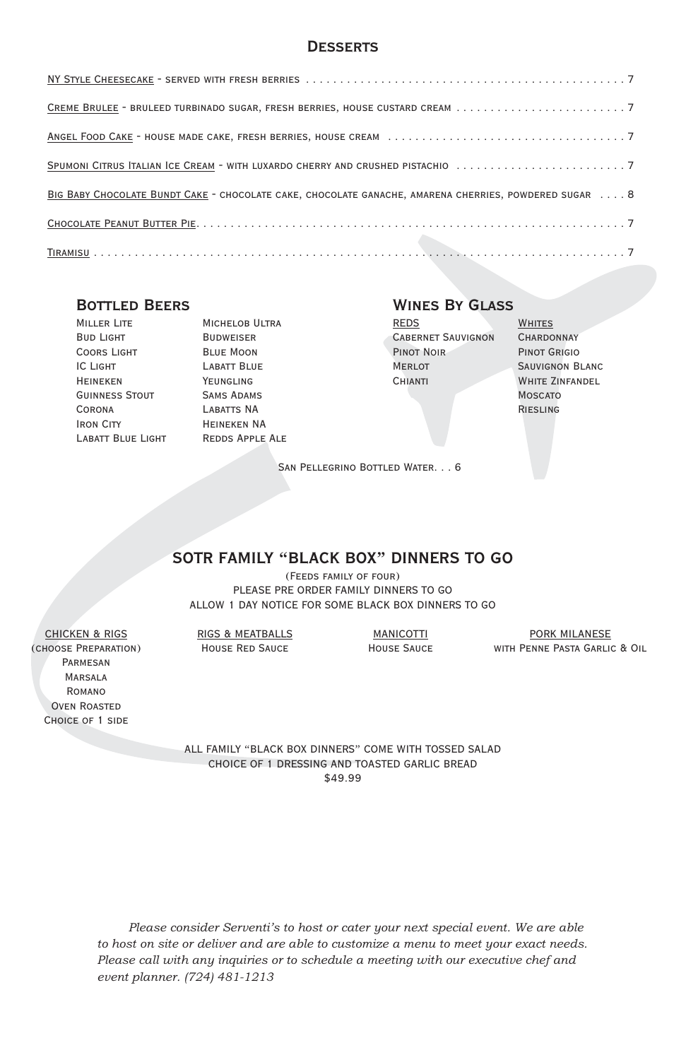## Desserts

- NY Style Cheesecake - served with fresh berries . . . 7
- Creme Brulee - bruleed turbinado sugar, fresh berries, house custard cream . . . 7
- Angel Food Cake - house made cake, fresh berries, house cream . . . 7
- Spumoni Citrus Italian Ice Cream - with luxardo cherry and crushed pistachio . . . 7
- Big Baby Chocolate Bundt Cake - chocolate cake, chocolate ganache, amarena cherries, powdered sugar . . . 8
- Chocolate Peanut Butter Pie . . . 7
- Tiramisu . . . 7

## Bottled Beers

Miller Lite
Bud Light
Coors Light
IC Light
Heineken
Guinness Stout
Corona
Iron City
Labatt Blue Light
Michelob Ultra
Budweiser
Blue Moon
Labatt Blue
Yeungling
Sams Adams
Labatts NA
Heineken NA
Redds Apple Ale

## Wines By Glass

**Reds**
Cabernet Sauvignon
Pinot Noir
Merlot
Chianti

**Whites**
Chardonnay
Pinot Grigio
Sauvignon Blanc
White Zinfandel
Moscato
Riesling

San Pellegrino Bottled Water. . . 6

## SOTR FAMILY "BLACK BOX" DINNERS TO GO

(Feeds family of four)
PLEASE PRE ORDER FAMILY DINNERS TO GO
ALLOW 1 DAY NOTICE FOR SOME BLACK BOX DINNERS TO GO

**CHICKEN & RIGS**
(choose Preparation)
Parmesan
Marsala
Romano
Oven Roasted
Choice of 1 side

**RIGS & MEATBALLS**
House Red Sauce

**MANICOTTI**
House Sauce

**PORK MILANESE**
with Penne Pasta Garlic & Oil

ALL FAMILY "BLACK BOX DINNERS" COME WITH TOSSED SALAD
CHOICE OF 1 DRESSING AND TOASTED GARLIC BREAD
$49.99

*Please consider Serventi's to host or cater your next special event. We are able to host on site or deliver and are able to customize a menu to meet your exact needs. Please call with any inquiries or to schedule a meeting with our executive chef and event planner. (724) 481-1213*